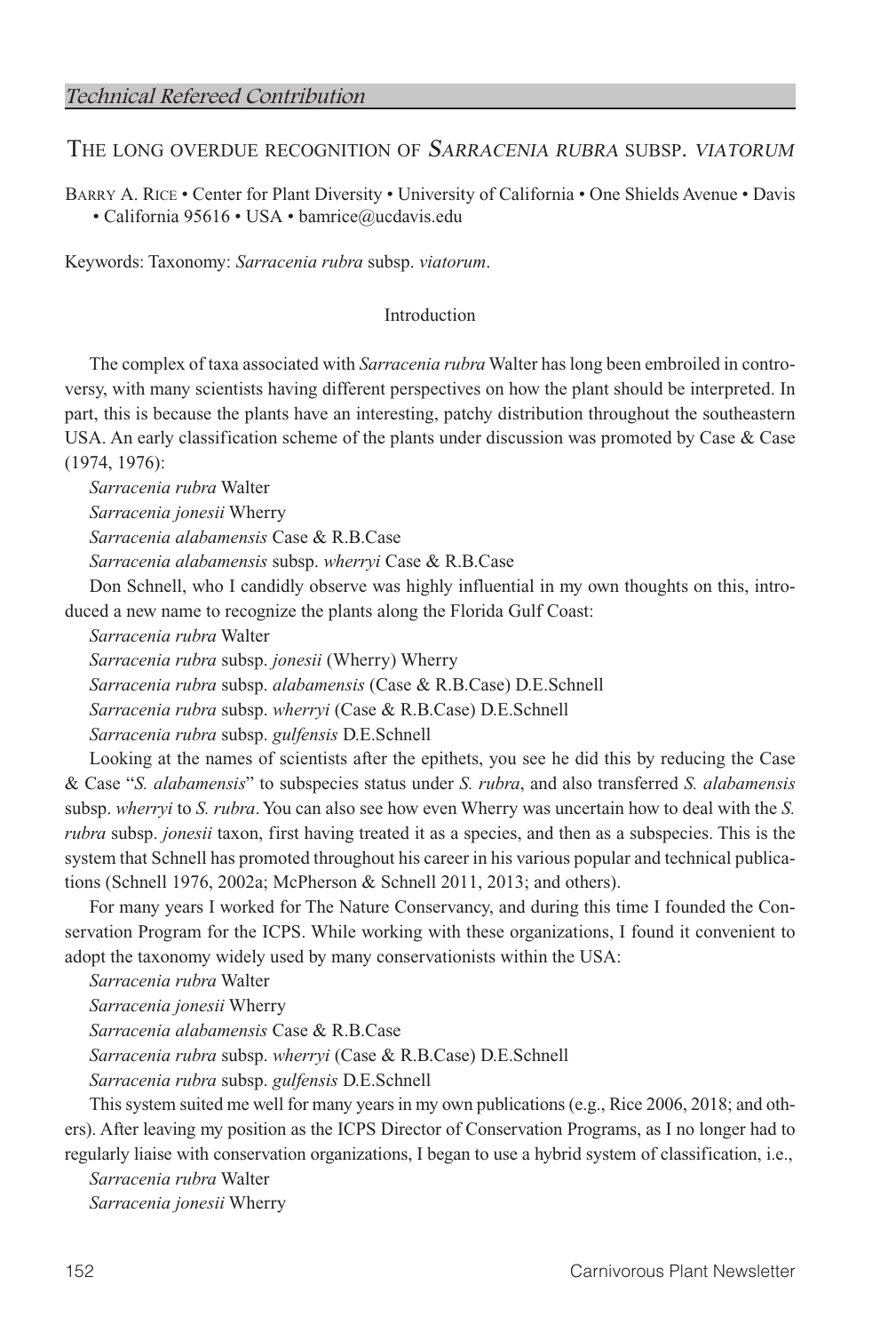*Technical Refereed Contribution*

# The long overdue recognition of *Sarracenia rubra* subsp. *viatorum*

Barry A. Rice • Center for Plant Diversity • University of California • One Shields Avenue • Davis • California 95616 • USA • bamrice@ucdavis.edu

Keywords: Taxonomy: *Sarracenia rubra* subsp. *viatorum*.

## Introduction

The complex of taxa associated with *Sarracenia rubra* Walter has long been embroiled in controversy, with many scientists having different perspectives on how the plant should be interpreted. In part, this is because the plants have an interesting, patchy distribution throughout the southeastern USA. An early classification scheme of the plants under discussion was promoted by Case & Case (1974, 1976):

*Sarracenia rubra* Walter
*Sarracenia jonesii* Wherry
*Sarracenia alabamensis* Case & R.B.Case
*Sarracenia alabamensis* subsp. *wherryi* Case & R.B.Case

Don Schnell, who I candidly observe was highly influential in my own thoughts on this, introduced a new name to recognize the plants along the Florida Gulf Coast:

*Sarracenia rubra* Walter
*Sarracenia rubra* subsp. *jonesii* (Wherry) Wherry
*Sarracenia rubra* subsp. *alabamensis* (Case & R.B.Case) D.E.Schnell
*Sarracenia rubra* subsp. *wherryi* (Case & R.B.Case) D.E.Schnell
*Sarracenia rubra* subsp. *gulfensis* D.E.Schnell

Looking at the names of scientists after the epithets, you see he did this by reducing the Case & Case "*S. alabamensis*" to subspecies status under *S. rubra*, and also transferred *S. alabamensis* subsp. *wherryi* to *S. rubra*. You can also see how even Wherry was uncertain how to deal with the *S. rubra* subsp. *jonesii* taxon, first having treated it as a species, and then as a subspecies. This is the system that Schnell has promoted throughout his career in his various popular and technical publications (Schnell 1976, 2002a; McPherson & Schnell 2011, 2013; and others).

For many years I worked for The Nature Conservancy, and during this time I founded the Conservation Program for the ICPS. While working with these organizations, I found it convenient to adopt the taxonomy widely used by many conservationists within the USA:

*Sarracenia rubra* Walter
*Sarracenia jonesii* Wherry
*Sarracenia alabamensis* Case & R.B.Case
*Sarracenia rubra* subsp. *wherryi* (Case & R.B.Case) D.E.Schnell
*Sarracenia rubra* subsp. *gulfensis* D.E.Schnell

This system suited me well for many years in my own publications (e.g., Rice 2006, 2018; and others). After leaving my position as the ICPS Director of Conservation Programs, as I no longer had to regularly liaise with conservation organizations, I began to use a hybrid system of classification, i.e.,

*Sarracenia rubra* Walter
*Sarracenia jonesii* Wherry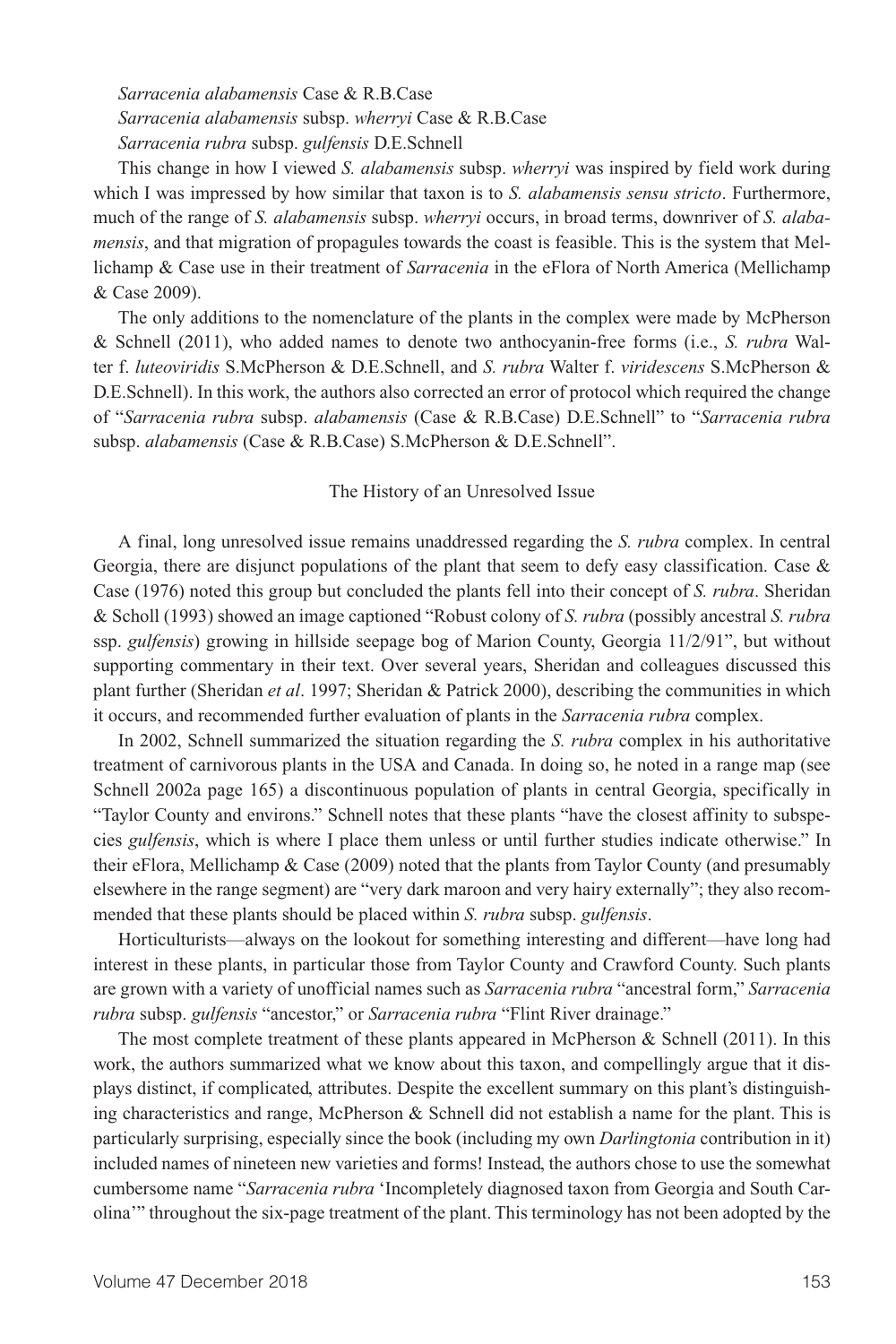*Sarracenia alabamensis* Case & R.B.Case
*Sarracenia alabamensis* subsp. *wherryi* Case & R.B.Case
*Sarracenia rubra* subsp. *gulfensis* D.E.Schnell

This change in how I viewed *S. alabamensis* subsp. *wherryi* was inspired by field work during which I was impressed by how similar that taxon is to *S. alabamensis sensu stricto*. Furthermore, much of the range of *S. alabamensis* subsp. *wherryi* occurs, in broad terms, downriver of *S. alabamensis*, and that migration of propagules towards the coast is feasible. This is the system that Mellichamp & Case use in their treatment of *Sarracenia* in the eFlora of North America (Mellichamp & Case 2009).

The only additions to the nomenclature of the plants in the complex were made by McPherson & Schnell (2011), who added names to denote two anthocyanin-free forms (i.e., *S. rubra* Walter f. *luteoviridis* S.McPherson & D.E.Schnell, and *S. rubra* Walter f. *viridescens* S.McPherson & D.E.Schnell). In this work, the authors also corrected an error of protocol which required the change of "*Sarracenia rubra* subsp. *alabamensis* (Case & R.B.Case) D.E.Schnell" to "*Sarracenia rubra* subsp. *alabamensis* (Case & R.B.Case) S.McPherson & D.E.Schnell".

## The History of an Unresolved Issue

A final, long unresolved issue remains unaddressed regarding the *S. rubra* complex. In central Georgia, there are disjunct populations of the plant that seem to defy easy classification. Case & Case (1976) noted this group but concluded the plants fell into their concept of *S. rubra*. Sheridan & Scholl (1993) showed an image captioned "Robust colony of *S. rubra* (possibly ancestral *S. rubra* ssp. *gulfensis*) growing in hillside seepage bog of Marion County, Georgia 11/2/91", but without supporting commentary in their text. Over several years, Sheridan and colleagues discussed this plant further (Sheridan *et al*. 1997; Sheridan & Patrick 2000), describing the communities in which it occurs, and recommended further evaluation of plants in the *Sarracenia rubra* complex.

In 2002, Schnell summarized the situation regarding the *S. rubra* complex in his authoritative treatment of carnivorous plants in the USA and Canada. In doing so, he noted in a range map (see Schnell 2002a page 165) a discontinuous population of plants in central Georgia, specifically in "Taylor County and environs." Schnell notes that these plants "have the closest affinity to subspecies *gulfensis*, which is where I place them unless or until further studies indicate otherwise." In their eFlora, Mellichamp & Case (2009) noted that the plants from Taylor County (and presumably elsewhere in the range segment) are "very dark maroon and very hairy externally"; they also recommended that these plants should be placed within *S. rubra* subsp. *gulfensis*.

Horticulturists—always on the lookout for something interesting and different—have long had interest in these plants, in particular those from Taylor County and Crawford County. Such plants are grown with a variety of unofficial names such as *Sarracenia rubra* "ancestral form," *Sarracenia rubra* subsp. *gulfensis* "ancestor," or *Sarracenia rubra* "Flint River drainage."

The most complete treatment of these plants appeared in McPherson & Schnell (2011). In this work, the authors summarized what we know about this taxon, and compellingly argue that it displays distinct, if complicated, attributes. Despite the excellent summary on this plant's distinguishing characteristics and range, McPherson & Schnell did not establish a name for the plant. This is particularly surprising, especially since the book (including my own *Darlingtonia* contribution in it) included names of nineteen new varieties and forms! Instead, the authors chose to use the somewhat cumbersome name "*Sarracenia rubra* 'Incompletely diagnosed taxon from Georgia and South Carolina'" throughout the six-page treatment of the plant. This terminology has not been adopted by the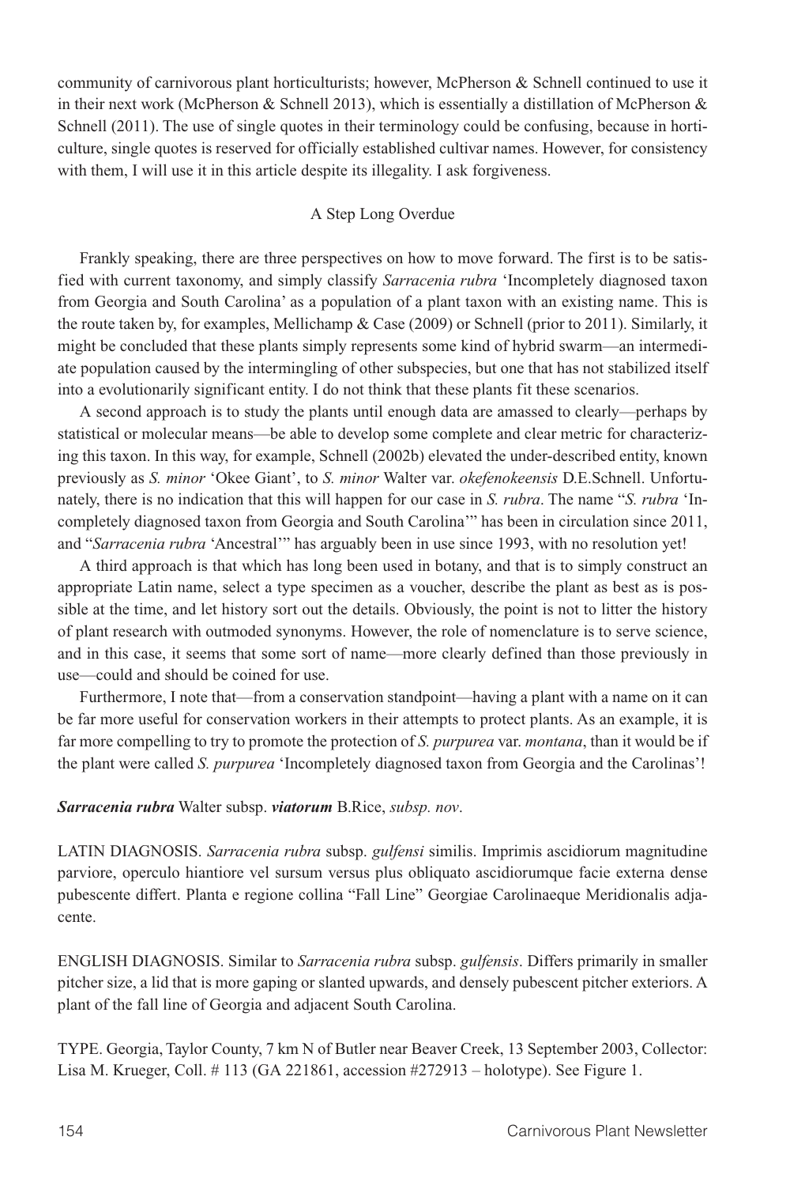community of carnivorous plant horticulturists; however, McPherson & Schnell continued to use it in their next work (McPherson & Schnell 2013), which is essentially a distillation of McPherson & Schnell (2011). The use of single quotes in their terminology could be confusing, because in horticulture, single quotes is reserved for officially established cultivar names. However, for consistency with them, I will use it in this article despite its illegality. I ask forgiveness.

## A Step Long Overdue

Frankly speaking, there are three perspectives on how to move forward. The first is to be satisfied with current taxonomy, and simply classify *Sarracenia rubra* 'Incompletely diagnosed taxon from Georgia and South Carolina' as a population of a plant taxon with an existing name. This is the route taken by, for examples, Mellichamp & Case (2009) or Schnell (prior to 2011). Similarly, it might be concluded that these plants simply represents some kind of hybrid swarm—an intermediate population caused by the intermingling of other subspecies, but one that has not stabilized itself into a evolutionarily significant entity. I do not think that these plants fit these scenarios.

A second approach is to study the plants until enough data are amassed to clearly—perhaps by statistical or molecular means—be able to develop some complete and clear metric for characterizing this taxon. In this way, for example, Schnell (2002b) elevated the under-described entity, known previously as *S. minor* 'Okee Giant', to *S. minor* Walter var. *okefenokeensis* D.E.Schnell. Unfortunately, there is no indication that this will happen for our case in *S. rubra*. The name "*S. rubra* 'Incompletely diagnosed taxon from Georgia and South Carolina'" has been in circulation since 2011, and "*Sarracenia rubra* 'Ancestral'" has arguably been in use since 1993, with no resolution yet!

A third approach is that which has long been used in botany, and that is to simply construct an appropriate Latin name, select a type specimen as a voucher, describe the plant as best as is possible at the time, and let history sort out the details. Obviously, the point is not to litter the history of plant research with outmoded synonyms. However, the role of nomenclature is to serve science, and in this case, it seems that some sort of name—more clearly defined than those previously in use—could and should be coined for use.

Furthermore, I note that—from a conservation standpoint—having a plant with a name on it can be far more useful for conservation workers in their attempts to protect plants. As an example, it is far more compelling to try to promote the protection of *S. purpurea* var. *montana*, than it would be if the plant were called *S. purpurea* 'Incompletely diagnosed taxon from Georgia and the Carolinas'!

***Sarracenia rubra*** **Walter subsp.** ***viatorum*** **B.Rice,** ***subsp. nov*.**

LATIN DIAGNOSIS. *Sarracenia rubra* subsp. *gulfensi* similis. Imprimis ascidiorum magnitudine parviore, operculo hiantiore vel sursum versus plus obliquato ascidiorumque facie externa dense pubescente differt. Planta e regione collina "Fall Line" Georgiae Carolinaeque Meridionalis adjacente.

ENGLISH DIAGNOSIS. Similar to *Sarracenia rubra* subsp. *gulfensis*. Differs primarily in smaller pitcher size, a lid that is more gaping or slanted upwards, and densely pubescent pitcher exteriors. A plant of the fall line of Georgia and adjacent South Carolina.

TYPE. Georgia, Taylor County, 7 km N of Butler near Beaver Creek, 13 September 2003, Collector: Lisa M. Krueger, Coll. # 113 (GA 221861, accession #272913 – holotype). See Figure 1.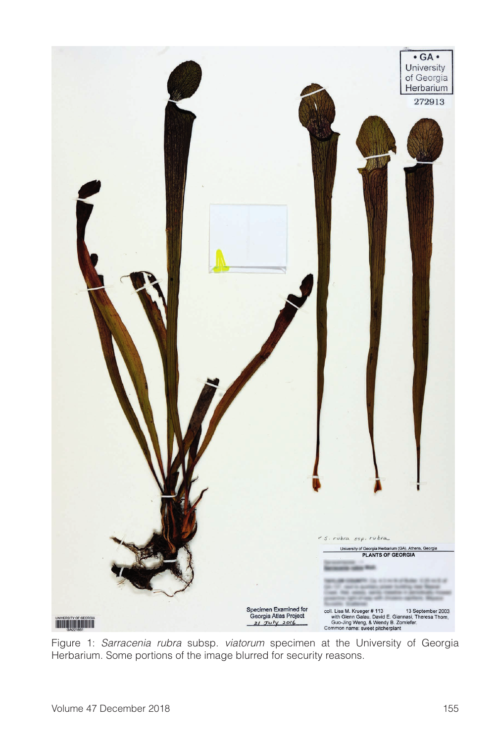Figure 1: *Sarracenia rubra* subsp. *viatorum* specimen at the University of Georgia Herbarium. Some portions of the image blurred for security reasons.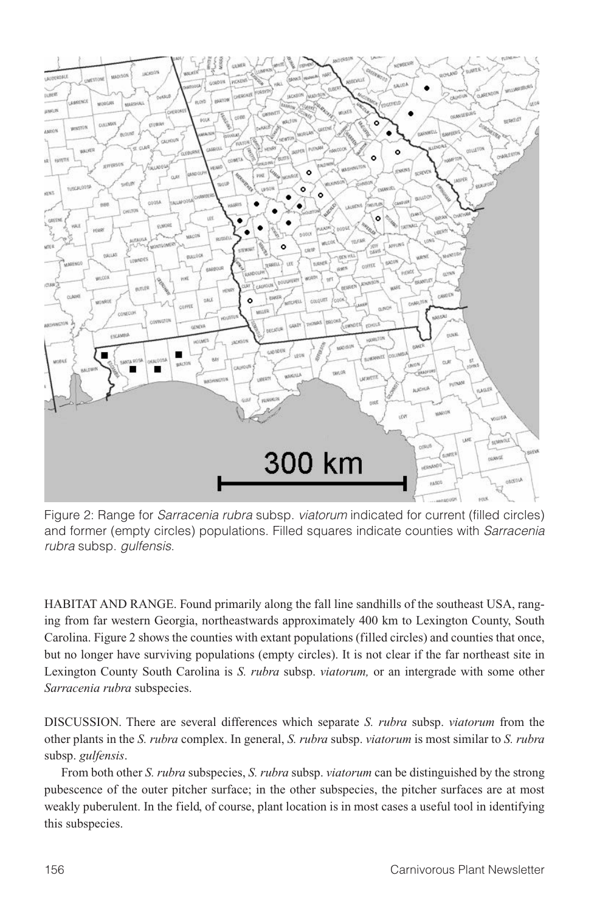Figure 2: Range for *Sarracenia rubra* subsp. *viatorum* indicated for current (filled circles) and former (empty circles) populations. Filled squares indicate counties with *Sarracenia rubra* subsp. *gulfensis*.

HABITAT AND RANGE. Found primarily along the fall line sandhills of the southeast USA, ranging from far western Georgia, northeastwards approximately 400 km to Lexington County, South Carolina. Figure 2 shows the counties with extant populations (filled circles) and counties that once, but no longer have surviving populations (empty circles). It is not clear if the far northeast site in Lexington County South Carolina is *S. rubra* subsp. *viatorum,* or an intergrade with some other *Sarracenia rubra* subspecies.

DISCUSSION. There are several differences which separate *S. rubra* subsp. *viatorum* from the other plants in the *S. rubra* complex. In general, *S. rubra* subsp. *viatorum* is most similar to *S. rubra* subsp. *gulfensis*.

From both other *S. rubra* subspecies, *S. rubra* subsp. *viatorum* can be distinguished by the strong pubescence of the outer pitcher surface; in the other subspecies, the pitcher surfaces are at most weakly puberulent. In the field, of course, plant location is in most cases a useful tool in identifying this subspecies.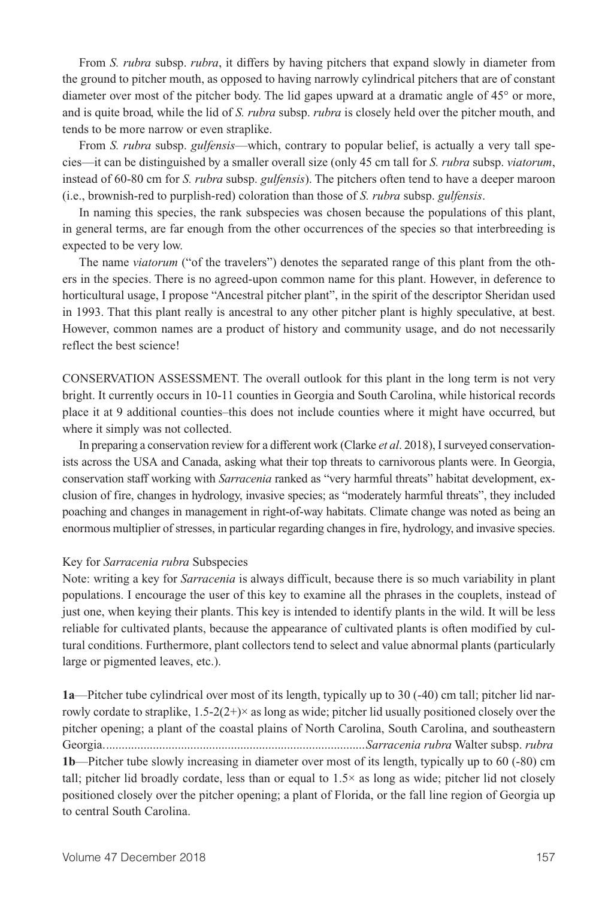From *S. rubra* subsp. *rubra*, it differs by having pitchers that expand slowly in diameter from the ground to pitcher mouth, as opposed to having narrowly cylindrical pitchers that are of constant diameter over most of the pitcher body. The lid gapes upward at a dramatic angle of 45° or more, and is quite broad, while the lid of *S. rubra* subsp. *rubra* is closely held over the pitcher mouth, and tends to be more narrow or even straplike.

From *S. rubra* subsp. *gulfensis*—which, contrary to popular belief, is actually a very tall species—it can be distinguished by a smaller overall size (only 45 cm tall for *S. rubra* subsp. *viatorum*, instead of 60-80 cm for *S. rubra* subsp. *gulfensis*). The pitchers often tend to have a deeper maroon (i.e., brownish-red to purplish-red) coloration than those of *S. rubra* subsp. *gulfensis*.

In naming this species, the rank subspecies was chosen because the populations of this plant, in general terms, are far enough from the other occurrences of the species so that interbreeding is expected to be very low.

The name *viatorum* ("of the travelers") denotes the separated range of this plant from the others in the species. There is no agreed-upon common name for this plant. However, in deference to horticultural usage, I propose "Ancestral pitcher plant", in the spirit of the descriptor Sheridan used in 1993. That this plant really is ancestral to any other pitcher plant is highly speculative, at best. However, common names are a product of history and community usage, and do not necessarily reflect the best science!

CONSERVATION ASSESSMENT. The overall outlook for this plant in the long term is not very bright. It currently occurs in 10-11 counties in Georgia and South Carolina, while historical records place it at 9 additional counties–this does not include counties where it might have occurred, but where it simply was not collected.

In preparing a conservation review for a different work (Clarke *et al*. 2018), I surveyed conservationists across the USA and Canada, asking what their top threats to carnivorous plants were. In Georgia, conservation staff working with *Sarracenia* ranked as "very harmful threats" habitat development, exclusion of fire, changes in hydrology, invasive species; as "moderately harmful threats", they included poaching and changes in management in right-of-way habitats. Climate change was noted as being an enormous multiplier of stresses, in particular regarding changes in fire, hydrology, and invasive species.

Key for *Sarracenia rubra* Subspecies

Note: writing a key for *Sarracenia* is always difficult, because there is so much variability in plant populations. I encourage the user of this key to examine all the phrases in the couplets, instead of just one, when keying their plants. This key is intended to identify plants in the wild. It will be less reliable for cultivated plants, because the appearance of cultivated plants is often modified by cultural conditions. Furthermore, plant collectors tend to select and value abnormal plants (particularly large or pigmented leaves, etc.).

**1a**—Pitcher tube cylindrical over most of its length, typically up to 30 (-40) cm tall; pitcher lid narrowly cordate to straplike, 1.5-2(2+)× as long as wide; pitcher lid usually positioned closely over the pitcher opening; a plant of the coastal plains of North Carolina, South Carolina, and southeastern Georgia................................................................................*Sarracenia rubra* Walter subsp. *rubra*

**1b**—Pitcher tube slowly increasing in diameter over most of its length, typically up to 60 (-80) cm tall; pitcher lid broadly cordate, less than or equal to 1.5× as long as wide; pitcher lid not closely positioned closely over the pitcher opening; a plant of Florida, or the fall line region of Georgia up to central South Carolina.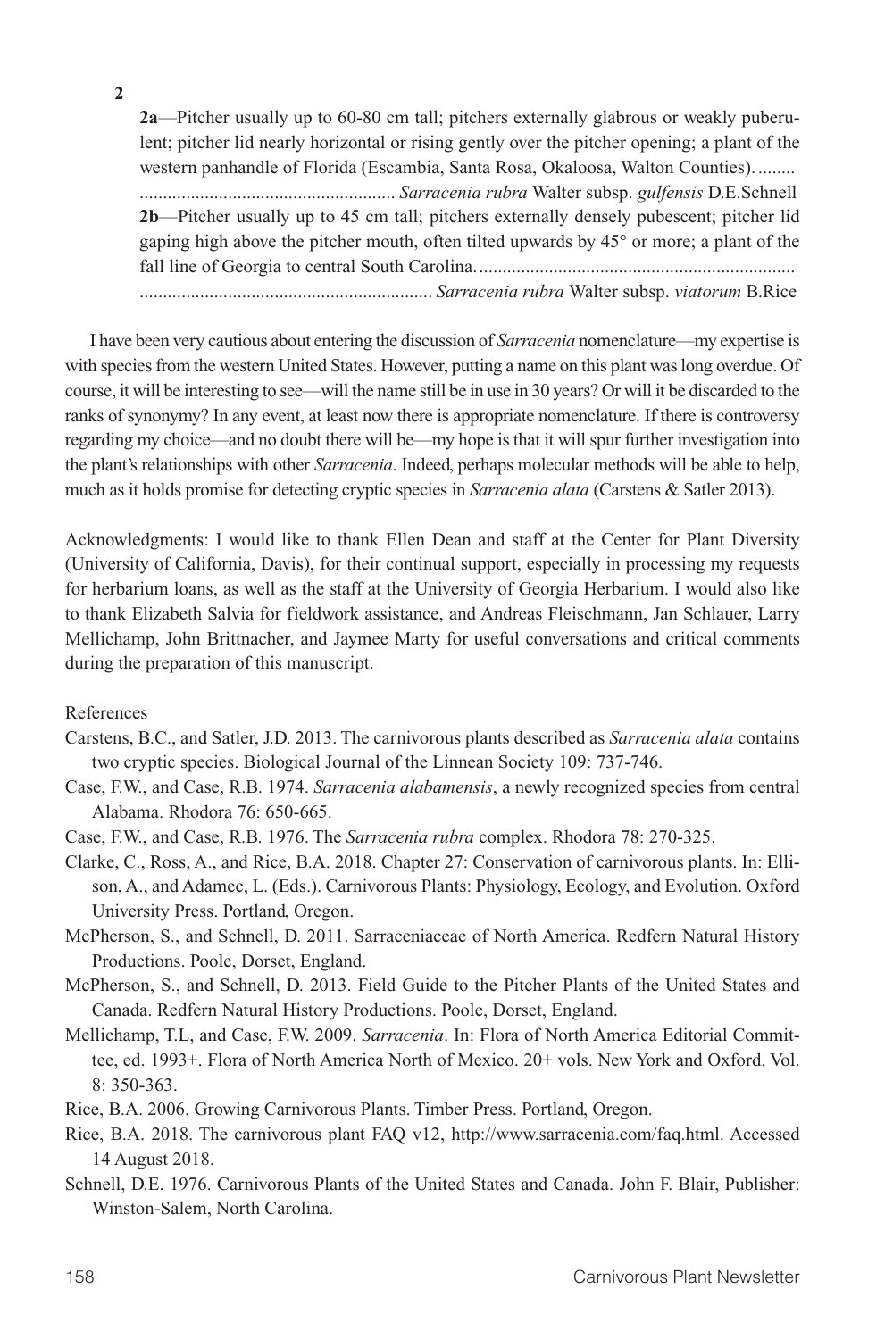**2**

**2a**—Pitcher usually up to 60-80 cm tall; pitchers externally glabrous or weakly puberulent; pitcher lid nearly horizontal or rising gently over the pitcher opening; a plant of the western panhandle of Florida (Escambia, Santa Rosa, Okaloosa, Walton Counties)........ ....................................................... *Sarracenia rubra* Walter subsp. *gulfensis* D.E.Schnell

**2b**—Pitcher usually up to 45 cm tall; pitchers externally densely pubescent; pitcher lid gaping high above the pitcher mouth, often tilted upwards by 45° or more; a plant of the fall line of Georgia to central South Carolina.................................................................... ............................................................... *Sarracenia rubra* Walter subsp. *viatorum* B.Rice

I have been very cautious about entering the discussion of *Sarracenia* nomenclature—my expertise is with species from the western United States. However, putting a name on this plant was long overdue. Of course, it will be interesting to see—will the name still be in use in 30 years? Or will it be discarded to the ranks of synonymy? In any event, at least now there is appropriate nomenclature. If there is controversy regarding my choice—and no doubt there will be—my hope is that it will spur further investigation into the plant's relationships with other *Sarracenia*. Indeed, perhaps molecular methods will be able to help, much as it holds promise for detecting cryptic species in *Sarracenia alata* (Carstens & Satler 2013).

Acknowledgments: I would like to thank Ellen Dean and staff at the Center for Plant Diversity (University of California, Davis), for their continual support, especially in processing my requests for herbarium loans, as well as the staff at the University of Georgia Herbarium. I would also like to thank Elizabeth Salvia for fieldwork assistance, and Andreas Fleischmann, Jan Schlauer, Larry Mellichamp, John Brittnacher, and Jaymee Marty for useful conversations and critical comments during the preparation of this manuscript.

References

Carstens, B.C., and Satler, J.D. 2013. The carnivorous plants described as *Sarracenia alata* contains two cryptic species. Biological Journal of the Linnean Society 109: 737-746.

Case, F.W., and Case, R.B. 1974. *Sarracenia alabamensis*, a newly recognized species from central Alabama. Rhodora 76: 650-665.

Case, F.W., and Case, R.B. 1976. The *Sarracenia rubra* complex. Rhodora 78: 270-325.

Clarke, C., Ross, A., and Rice, B.A. 2018. Chapter 27: Conservation of carnivorous plants. In: Ellison, A., and Adamec, L. (Eds.). Carnivorous Plants: Physiology, Ecology, and Evolution. Oxford University Press. Portland, Oregon.

McPherson, S., and Schnell, D. 2011. Sarraceniaceae of North America. Redfern Natural History Productions. Poole, Dorset, England.

McPherson, S., and Schnell, D. 2013. Field Guide to the Pitcher Plants of the United States and Canada. Redfern Natural History Productions. Poole, Dorset, England.

Mellichamp, T.L, and Case, F.W. 2009. *Sarracenia*. In: Flora of North America Editorial Committee, ed. 1993+. Flora of North America North of Mexico. 20+ vols. New York and Oxford. Vol. 8: 350-363.

Rice, B.A. 2006. Growing Carnivorous Plants. Timber Press. Portland, Oregon.

Rice, B.A. 2018. The carnivorous plant FAQ v12, http://www.sarracenia.com/faq.html. Accessed 14 August 2018.

Schnell, D.E. 1976. Carnivorous Plants of the United States and Canada. John F. Blair, Publisher: Winston-Salem, North Carolina.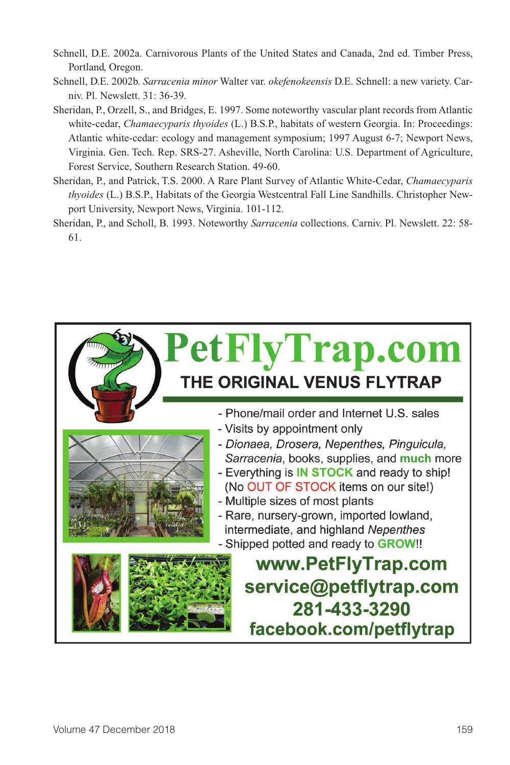Schnell, D.E. 2002a. Carnivorous Plants of the United States and Canada, 2nd ed. Timber Press, Portland, Oregon.

Schnell, D.E. 2002b. *Sarracenia minor* Walter var. *okefenokeensis* D.E. Schnell: a new variety. Carniv. Pl. Newslett. 31: 36-39.

Sheridan, P., Orzell, S., and Bridges, E. 1997. Some noteworthy vascular plant records from Atlantic white-cedar, *Chamaecyparis thyoides* (L.) B.S.P., habitats of western Georgia. In: Proceedings: Atlantic white-cedar: ecology and management symposium; 1997 August 6-7; Newport News, Virginia. Gen. Tech. Rep. SRS-27. Asheville, North Carolina: U.S. Department of Agriculture, Forest Service, Southern Research Station. 49-60.

Sheridan, P., and Patrick, T.S. 2000. A Rare Plant Survey of Atlantic White-Cedar, *Chamaecyparis thyoides* (L.) B.S.P., Habitats of the Georgia Westcentral Fall Line Sandhills. Christopher Newport University, Newport News, Virginia. 101-112.

Sheridan, P., and Scholl, B. 1993. Noteworthy *Sarracenia* collections. Carniv. Pl. Newslett. 22: 58-61.

# PetFlyTrap.com

## THE ORIGINAL VENUS FLYTRAP

- Phone/mail order and Internet U.S. sales
- Visits by appointment only
- *Dionaea, Drosera, Nepenthes, Pinguicula, Sarracenia*, books, supplies, and **much** more
- Everything is **IN STOCK** and ready to ship! (No OUT OF STOCK items on our site!)
- Multiple sizes of most plants
- Rare, nursery-grown, imported lowland, intermediate, and highland *Nepenthes*
- Shipped potted and ready to **GROW**!!

**www.PetFlyTrap.com**
**service@petflytrap.com**
**281-433-3290**
**facebook.com/petflytrap**